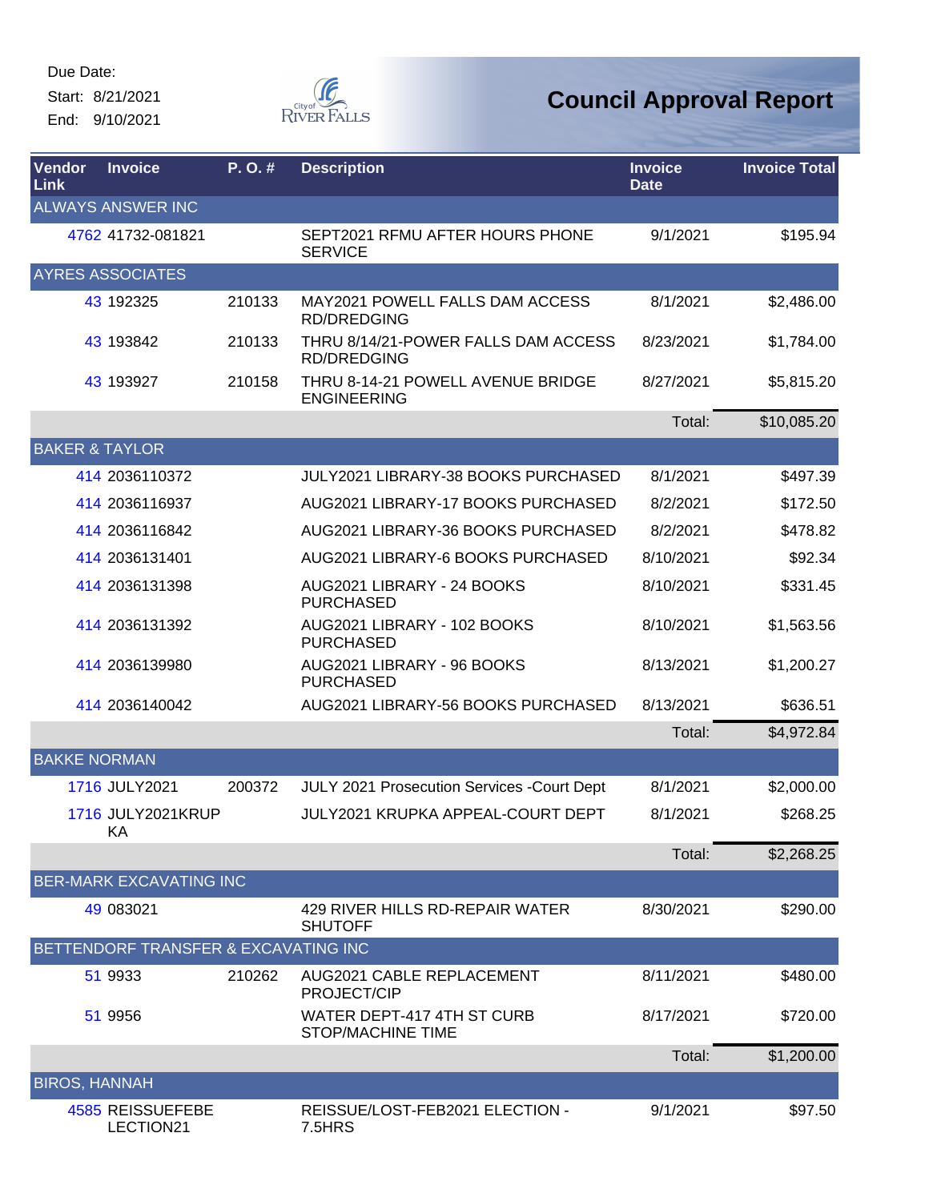Due Date:
Start: 8/21/2021
End: 9/10/2021

# Council Approval Report

| Vendor Link | Invoice | P. O. # | Description | Invoice Date | Invoice Total |
|---|---|---|---|---|---|
| ALWAYS ANSWER INC | | | | | |
| 4762 | 41732-081821 | | SEPT2021 RFMU AFTER HOURS PHONE SERVICE | 9/1/2021 | $195.94 |
| AYRES ASSOCIATES | | | | | |
| 43 | 192325 | 210133 | MAY2021 POWELL FALLS DAM ACCESS RD/DREDGING | 8/1/2021 | $2,486.00 |
| 43 | 193842 | 210133 | THRU 8/14/21-POWER FALLS DAM ACCESS RD/DREDGING | 8/23/2021 | $1,784.00 |
| 43 | 193927 | 210158 | THRU 8-14-21 POWELL AVENUE BRIDGE ENGINEERING | 8/27/2021 | $5,815.20 |
| | | | | Total: | $10,085.20 |
| BAKER & TAYLOR | | | | | |
| 414 | 2036110372 | | JULY2021 LIBRARY-38 BOOKS PURCHASED | 8/1/2021 | $497.39 |
| 414 | 2036116937 | | AUG2021 LIBRARY-17 BOOKS PURCHASED | 8/2/2021 | $172.50 |
| 414 | 2036116842 | | AUG2021 LIBRARY-36 BOOKS PURCHASED | 8/2/2021 | $478.82 |
| 414 | 2036131401 | | AUG2021 LIBRARY-6 BOOKS PURCHASED | 8/10/2021 | $92.34 |
| 414 | 2036131398 | | AUG2021 LIBRARY - 24 BOOKS PURCHASED | 8/10/2021 | $331.45 |
| 414 | 2036131392 | | AUG2021 LIBRARY - 102 BOOKS PURCHASED | 8/10/2021 | $1,563.56 |
| 414 | 2036139980 | | AUG2021 LIBRARY - 96 BOOKS PURCHASED | 8/13/2021 | $1,200.27 |
| 414 | 2036140042 | | AUG2021 LIBRARY-56 BOOKS PURCHASED | 8/13/2021 | $636.51 |
| | | | | Total: | $4,972.84 |
| BAKKE NORMAN | | | | | |
| 1716 | JULY2021 | 200372 | JULY 2021 Prosecution Services -Court Dept | 8/1/2021 | $2,000.00 |
| 1716 | JULY2021KRUPKA | | JULY2021 KRUPKA APPEAL-COURT DEPT | 8/1/2021 | $268.25 |
| | | | | Total: | $2,268.25 |
| BER-MARK EXCAVATING INC | | | | | |
| 49 | 083021 | | 429 RIVER HILLS RD-REPAIR WATER SHUTOFF | 8/30/2021 | $290.00 |
| BETTENDORF TRANSFER & EXCAVATING INC | | | | | |
| 51 | 9933 | 210262 | AUG2021 CABLE REPLACEMENT PROJECT/CIP | 8/11/2021 | $480.00 |
| 51 | 9956 | | WATER DEPT-417 4TH ST CURB STOP/MACHINE TIME | 8/17/2021 | $720.00 |
| | | | | Total: | $1,200.00 |
| BIROS, HANNAH | | | | | |
| 4585 | REISSUEFEBELECTION21 | | REISSUE/LOST-FEB2021 ELECTION - 7.5HRS | 9/1/2021 | $97.50 |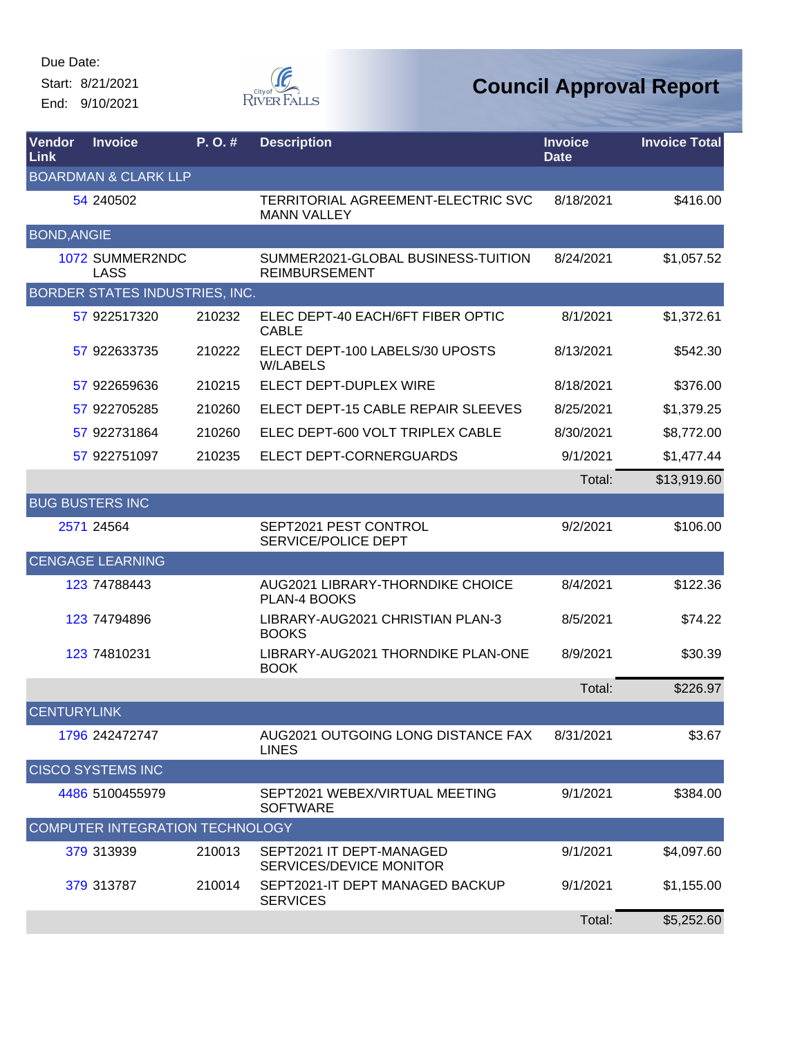Due Date:

Start: 8/21/2021

End: 9/10/2021

# Council Approval Report

| Vendor Link | Invoice | P. O. # | Description | Invoice Date | Invoice Total |
|---|---|---|---|---|---|
| **BOARDMAN & CLARK LLP** | | | | | |
| 54 | 240502 | | TERRITORIAL AGREEMENT-ELECTRIC SVC MANN VALLEY | 8/18/2021 | $416.00 |
| **BOND,ANGIE** | | | | | |
| 1072 | SUMMER2NDCLASS | | SUMMER2021-GLOBAL BUSINESS-TUITION REIMBURSEMENT | 8/24/2021 | $1,057.52 |
| **BORDER STATES INDUSTRIES, INC.** | | | | | |
| 57 | 922517320 | 210232 | ELEC DEPT-40 EACH/6FT FIBER OPTIC CABLE | 8/1/2021 | $1,372.61 |
| 57 | 922633735 | 210222 | ELECT DEPT-100 LABELS/30 UPOSTS W/LABELS | 8/13/2021 | $542.30 |
| 57 | 922659636 | 210215 | ELECT DEPT-DUPLEX WIRE | 8/18/2021 | $376.00 |
| 57 | 922705285 | 210260 | ELECT DEPT-15 CABLE REPAIR SLEEVES | 8/25/2021 | $1,379.25 |
| 57 | 922731864 | 210260 | ELEC DEPT-600 VOLT TRIPLEX CABLE | 8/30/2021 | $8,772.00 |
| 57 | 922751097 | 210235 | ELECT DEPT-CORNERGUARDS | 9/1/2021 | $1,477.44 |
| | | | | Total: | $13,919.60 |
| **BUG BUSTERS INC** | | | | | |
| 2571 | 24564 | | SEPT2021 PEST CONTROL SERVICE/POLICE DEPT | 9/2/2021 | $106.00 |
| **CENGAGE LEARNING** | | | | | |
| 123 | 74788443 | | AUG2021 LIBRARY-THORNDIKE CHOICE PLAN-4 BOOKS | 8/4/2021 | $122.36 |
| 123 | 74794896 | | LIBRARY-AUG2021 CHRISTIAN PLAN-3 BOOKS | 8/5/2021 | $74.22 |
| 123 | 74810231 | | LIBRARY-AUG2021 THORNDIKE PLAN-ONE BOOK | 8/9/2021 | $30.39 |
| | | | | Total: | $226.97 |
| **CENTURYLINK** | | | | | |
| 1796 | 242472747 | | AUG2021 OUTGOING LONG DISTANCE FAX LINES | 8/31/2021 | $3.67 |
| **CISCO SYSTEMS INC** | | | | | |
| 4486 | 5100455979 | | SEPT2021 WEBEX/VIRTUAL MEETING SOFTWARE | 9/1/2021 | $384.00 |
| **COMPUTER INTEGRATION TECHNOLOGY** | | | | | |
| 379 | 313939 | 210013 | SEPT2021 IT DEPT-MANAGED SERVICES/DEVICE MONITOR | 9/1/2021 | $4,097.60 |
| 379 | 313787 | 210014 | SEPT2021-IT DEPT MANAGED BACKUP SERVICES | 9/1/2021 | $1,155.00 |
| | | | | Total: | $5,252.60 |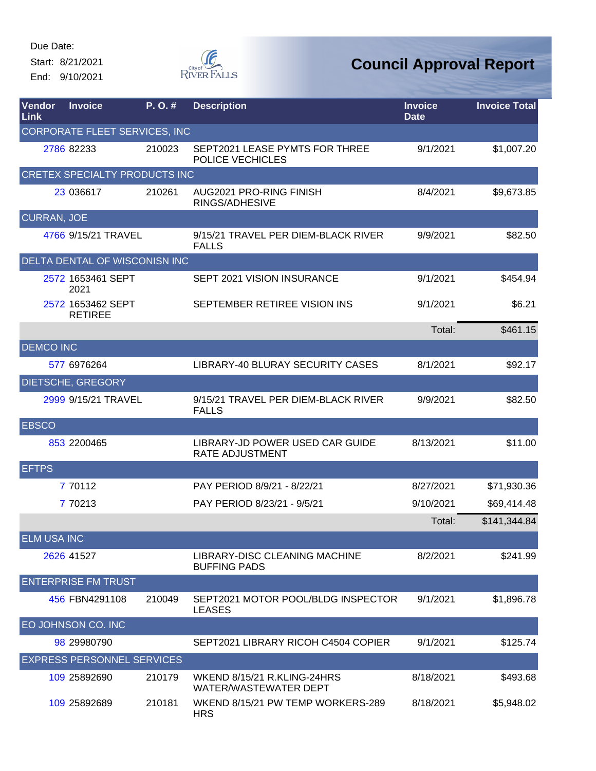Due Date:
Start: 8/21/2021
End: 9/10/2021

City of River Falls

# Council Approval Report

| Vendor Link | Invoice | P. O. # | Description | Invoice Date | Invoice Total |
|---|---|---|---|---|---|
| CORPORATE FLEET SERVICES, INC | | | | | |
| 2786 | 82233 | 210023 | SEPT2021 LEASE PYMTS FOR THREE POLICE VECHICLES | 9/1/2021 | $1,007.20 |
| CRETEX SPECIALTY PRODUCTS INC | | | | | |
| 23 | 036617 | 210261 | AUG2021 PRO-RING FINISH RINGS/ADHESIVE | 8/4/2021 | $9,673.85 |
| CURRAN, JOE | | | | | |
| 4766 | 9/15/21 TRAVEL | | 9/15/21 TRAVEL PER DIEM-BLACK RIVER FALLS | 9/9/2021 | $82.50 |
| DELTA DENTAL OF WISCONISN INC | | | | | |
| 2572 | 1653461 SEPT 2021 | | SEPT 2021 VISION INSURANCE | 9/1/2021 | $454.94 |
| 2572 | 1653462 SEPT RETIREE | | SEPTEMBER RETIREE VISION INS | 9/1/2021 | $6.21 |
| | | | | Total: | $461.15 |
| DEMCO INC | | | | | |
| 577 | 6976264 | | LIBRARY-40 BLURAY SECURITY CASES | 8/1/2021 | $92.17 |
| DIETSCHE, GREGORY | | | | | |
| 2999 | 9/15/21 TRAVEL | | 9/15/21 TRAVEL PER DIEM-BLACK RIVER FALLS | 9/9/2021 | $82.50 |
| EBSCO | | | | | |
| 853 | 2200465 | | LIBRARY-JD POWER USED CAR GUIDE RATE ADJUSTMENT | 8/13/2021 | $11.00 |
| EFTPS | | | | | |
| 7 | 70112 | | PAY PERIOD 8/9/21 - 8/22/21 | 8/27/2021 | $71,930.36 |
| 7 | 70213 | | PAY PERIOD 8/23/21 - 9/5/21 | 9/10/2021 | $69,414.48 |
| | | | | Total: | $141,344.84 |
| ELM USA INC | | | | | |
| 2626 | 41527 | | LIBRARY-DISC CLEANING MACHINE BUFFING PADS | 8/2/2021 | $241.99 |
| ENTERPRISE FM TRUST | | | | | |
| 456 | FBN4291108 | 210049 | SEPT2021 MOTOR POOL/BLDG INSPECTOR LEASES | 9/1/2021 | $1,896.78 |
| EO JOHNSON CO. INC | | | | | |
| 98 | 29980790 | | SEPT2021 LIBRARY RICOH C4504 COPIER | 9/1/2021 | $125.74 |
| EXPRESS PERSONNEL SERVICES | | | | | |
| 109 | 25892690 | 210179 | WKEND 8/15/21 R.KLING-24HRS WATER/WASTEWATER DEPT | 8/18/2021 | $493.68 |
| 109 | 25892689 | 210181 | WKEND 8/15/21 PW TEMP WORKERS-289 HRS | 8/18/2021 | $5,948.02 |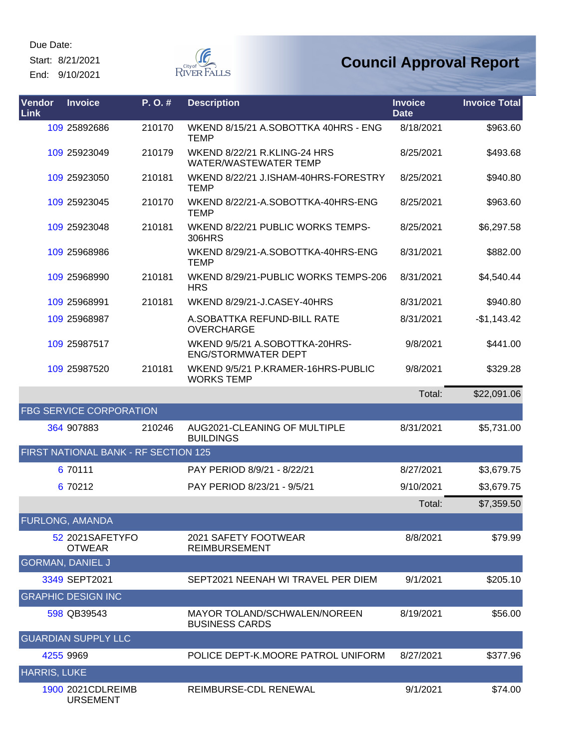Due Date:
Start: 8/21/2021
End: 9/10/2021

City of River Falls

# Council Approval Report

| Vendor Link | Invoice | P. O. # | Description | Invoice Date | Invoice Total |
|---|---|---|---|---|---|
| 109 | 25892686 | 210170 | WKEND 8/15/21 A.SOBOTTKA 40HRS - ENG TEMP | 8/18/2021 | $963.60 |
| 109 | 25923049 | 210179 | WKEND 8/22/21 R.KLING-24 HRS WATER/WASTEWATER TEMP | 8/25/2021 | $493.68 |
| 109 | 25923050 | 210181 | WKEND 8/22/21 J.ISHAM-40HRS-FORESTRY TEMP | 8/25/2021 | $940.80 |
| 109 | 25923045 | 210170 | WKEND 8/22/21-A.SOBOTTKA-40HRS-ENG TEMP | 8/25/2021 | $963.60 |
| 109 | 25923048 | 210181 | WKEND 8/22/21 PUBLIC WORKS TEMPS-306HRS | 8/25/2021 | $6,297.58 |
| 109 | 25968986 | | WKEND 8/29/21-A.SOBOTTKA-40HRS-ENG TEMP | 8/31/2021 | $882.00 |
| 109 | 25968990 | 210181 | WKEND 8/29/21-PUBLIC WORKS TEMPS-206 HRS | 8/31/2021 | $4,540.44 |
| 109 | 25968991 | 210181 | WKEND 8/29/21-J.CASEY-40HRS | 8/31/2021 | $940.80 |
| 109 | 25968987 | | A.SOBATTKA REFUND-BILL RATE OVERCHARGE | 8/31/2021 | -$1,143.42 |
| 109 | 25987517 | | WKEND 9/5/21 A.SOBOTTKA-20HRS-ENG/STORMWATER DEPT | 9/8/2021 | $441.00 |
| 109 | 25987520 | 210181 | WKEND 9/5/21 P.KRAMER-16HRS-PUBLIC WORKS TEMP | 9/8/2021 | $329.28 |
| | | | | Total: | $22,091.06 |
| **FBG SERVICE CORPORATION** | | | | | |
| 364 | 907883 | 210246 | AUG2021-CLEANING OF MULTIPLE BUILDINGS | 8/31/2021 | $5,731.00 |
| **FIRST NATIONAL BANK - RF SECTION 125** | | | | | |
| 6 | 70111 | | PAY PERIOD 8/9/21 - 8/22/21 | 8/27/2021 | $3,679.75 |
| 6 | 70212 | | PAY PERIOD 8/23/21 - 9/5/21 | 9/10/2021 | $3,679.75 |
| | | | | Total: | $7,359.50 |
| **FURLONG, AMANDA** | | | | | |
| 52 | 2021SAFETYFOOTWEAR | | 2021 SAFETY FOOTWEAR REIMBURSEMENT | 8/8/2021 | $79.99 |
| **GORMAN, DANIEL J** | | | | | |
| 3349 | SEPT2021 | | SEPT2021 NEENAH WI TRAVEL PER DIEM | 9/1/2021 | $205.10 |
| **GRAPHIC DESIGN INC** | | | | | |
| 598 | QB39543 | | MAYOR TOLAND/SCHWALEN/NOREEN BUSINESS CARDS | 8/19/2021 | $56.00 |
| **GUARDIAN SUPPLY LLC** | | | | | |
| 4255 | 9969 | | POLICE DEPT-K.MOORE PATROL UNIFORM | 8/27/2021 | $377.96 |
| **HARRIS, LUKE** | | | | | |
| 1900 | 2021CDLREIMBURSEMENT | | REIMBURSE-CDL RENEWAL | 9/1/2021 | $74.00 |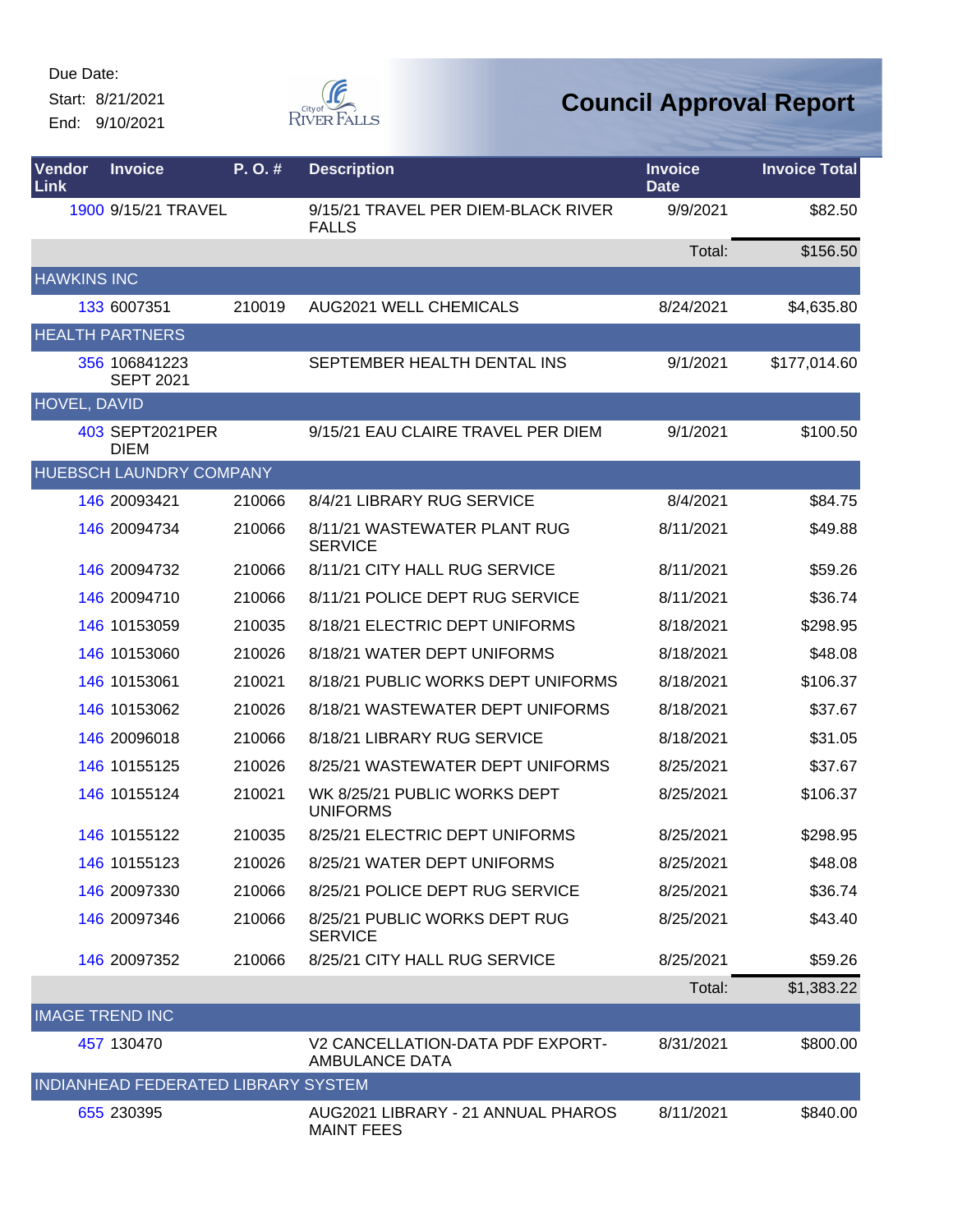Due Date:

Start: 8/21/2021

End: 9/10/2021

# Council Approval Report

| Vendor Link | Invoice | P. O. # | Description | Invoice Date | Invoice Total |
|---|---|---|---|---|---|
| 1900 | 9/15/21 TRAVEL | | 9/15/21 TRAVEL PER DIEM-BLACK RIVER FALLS | 9/9/2021 | $82.50 |
| | | | | Total: | $156.50 |
| **HAWKINS INC** | | | | | |
| 133 | 6007351 | 210019 | AUG2021 WELL CHEMICALS | 8/24/2021 | $4,635.80 |
| **HEALTH PARTNERS** | | | | | |
| 356 | 106841223 SEPT 2021 | | SEPTEMBER HEALTH DENTAL INS | 9/1/2021 | $177,014.60 |
| **HOVEL, DAVID** | | | | | |
| 403 | SEPT2021PER DIEM | | 9/15/21 EAU CLAIRE TRAVEL PER DIEM | 9/1/2021 | $100.50 |
| **HUEBSCH LAUNDRY COMPANY** | | | | | |
| 146 | 20093421 | 210066 | 8/4/21 LIBRARY RUG SERVICE | 8/4/2021 | $84.75 |
| 146 | 20094734 | 210066 | 8/11/21 WASTEWATER PLANT RUG SERVICE | 8/11/2021 | $49.88 |
| 146 | 20094732 | 210066 | 8/11/21 CITY HALL RUG SERVICE | 8/11/2021 | $59.26 |
| 146 | 20094710 | 210066 | 8/11/21 POLICE DEPT RUG SERVICE | 8/11/2021 | $36.74 |
| 146 | 10153059 | 210035 | 8/18/21 ELECTRIC DEPT UNIFORMS | 8/18/2021 | $298.95 |
| 146 | 10153060 | 210026 | 8/18/21 WATER DEPT UNIFORMS | 8/18/2021 | $48.08 |
| 146 | 10153061 | 210021 | 8/18/21 PUBLIC WORKS DEPT UNIFORMS | 8/18/2021 | $106.37 |
| 146 | 10153062 | 210026 | 8/18/21 WASTEWATER DEPT UNIFORMS | 8/18/2021 | $37.67 |
| 146 | 20096018 | 210066 | 8/18/21 LIBRARY RUG SERVICE | 8/18/2021 | $31.05 |
| 146 | 10155125 | 210026 | 8/25/21 WASTEWATER DEPT UNIFORMS | 8/25/2021 | $37.67 |
| 146 | 10155124 | 210021 | WK 8/25/21 PUBLIC WORKS DEPT UNIFORMS | 8/25/2021 | $106.37 |
| 146 | 10155122 | 210035 | 8/25/21 ELECTRIC DEPT UNIFORMS | 8/25/2021 | $298.95 |
| 146 | 10155123 | 210026 | 8/25/21 WATER DEPT UNIFORMS | 8/25/2021 | $48.08 |
| 146 | 20097330 | 210066 | 8/25/21 POLICE DEPT RUG SERVICE | 8/25/2021 | $36.74 |
| 146 | 20097346 | 210066 | 8/25/21 PUBLIC WORKS DEPT RUG SERVICE | 8/25/2021 | $43.40 |
| 146 | 20097352 | 210066 | 8/25/21 CITY HALL RUG SERVICE | 8/25/2021 | $59.26 |
| | | | | Total: | $1,383.22 |
| **IMAGE TREND INC** | | | | | |
| 457 | 130470 | | V2 CANCELLATION-DATA PDF EXPORT-AMBULANCE DATA | 8/31/2021 | $800.00 |
| **INDIANHEAD FEDERATED LIBRARY SYSTEM** | | | | | |
| 655 | 230395 | | AUG2021 LIBRARY - 21 ANNUAL PHAROS MAINT FEES | 8/11/2021 | $840.00 |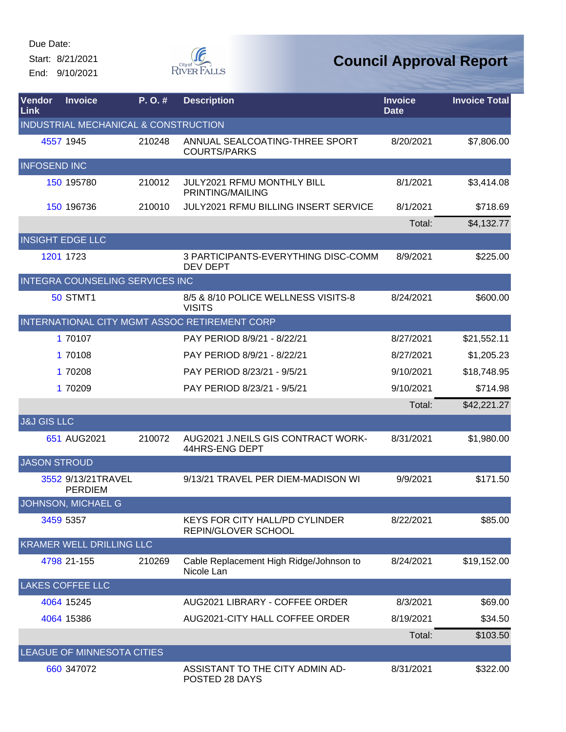Due Date:

Start: 8/21/2021

End: 9/10/2021

# Council Approval Report

| Vendor Link | Invoice | P. O. # | Description | Invoice Date | Invoice Total |
|---|---|---|---|---|---|
| INDUSTRIAL MECHANICAL & CONSTRUCTION | | | | | |
| 4557 | 1945 | 210248 | ANNUAL SEALCOATING-THREE SPORT COURTS/PARKS | 8/20/2021 | $7,806.00 |
| INFOSEND INC | | | | | |
| 150 | 195780 | 210012 | JULY2021 RFMU MONTHLY BILL PRINTING/MAILING | 8/1/2021 | $3,414.08 |
| 150 | 196736 | 210010 | JULY2021 RFMU BILLING INSERT SERVICE | 8/1/2021 | $718.69 |
| | | | | Total: | $4,132.77 |
| INSIGHT EDGE LLC | | | | | |
| 1201 | 1723 | | 3 PARTICIPANTS-EVERYTHING DISC-COMM DEV DEPT | 8/9/2021 | $225.00 |
| INTEGRA COUNSELING SERVICES INC | | | | | |
| 50 | STMT1 | | 8/5 & 8/10 POLICE WELLNESS VISITS-8 VISITS | 8/24/2021 | $600.00 |
| INTERNATIONAL CITY MGMT ASSOC RETIREMENT CORP | | | | | |
| 1 | 70107 | | PAY PERIOD 8/9/21 - 8/22/21 | 8/27/2021 | $21,552.11 |
| 1 | 70108 | | PAY PERIOD 8/9/21 - 8/22/21 | 8/27/2021 | $1,205.23 |
| 1 | 70208 | | PAY PERIOD 8/23/21 - 9/5/21 | 9/10/2021 | $18,748.95 |
| 1 | 70209 | | PAY PERIOD 8/23/21 - 9/5/21 | 9/10/2021 | $714.98 |
| | | | | Total: | $42,221.27 |
| J&J GIS LLC | | | | | |
| 651 | AUG2021 | 210072 | AUG2021 J.NEILS GIS CONTRACT WORK-44HRS-ENG DEPT | 8/31/2021 | $1,980.00 |
| JASON STROUD | | | | | |
| 3552 | 9/13/21TRAVEL PERDIEM | | 9/13/21 TRAVEL PER DIEM-MADISON WI | 9/9/2021 | $171.50 |
| JOHNSON, MICHAEL G | | | | | |
| 3459 | 5357 | | KEYS FOR CITY HALL/PD CYLINDER REPIN/GLOVER SCHOOL | 8/22/2021 | $85.00 |
| KRAMER WELL DRILLING LLC | | | | | |
| 4798 | 21-155 | 210269 | Cable Replacement High Ridge/Johnson to Nicole Lan | 8/24/2021 | $19,152.00 |
| LAKES COFFEE LLC | | | | | |
| 4064 | 15245 | | AUG2021 LIBRARY - COFFEE ORDER | 8/3/2021 | $69.00 |
| 4064 | 15386 | | AUG2021-CITY HALL COFFEE ORDER | 8/19/2021 | $34.50 |
| | | | | Total: | $103.50 |
| LEAGUE OF MINNESOTA CITIES | | | | | |
| 660 | 347072 | | ASSISTANT TO THE CITY ADMIN AD-POSTED 28 DAYS | 8/31/2021 | $322.00 |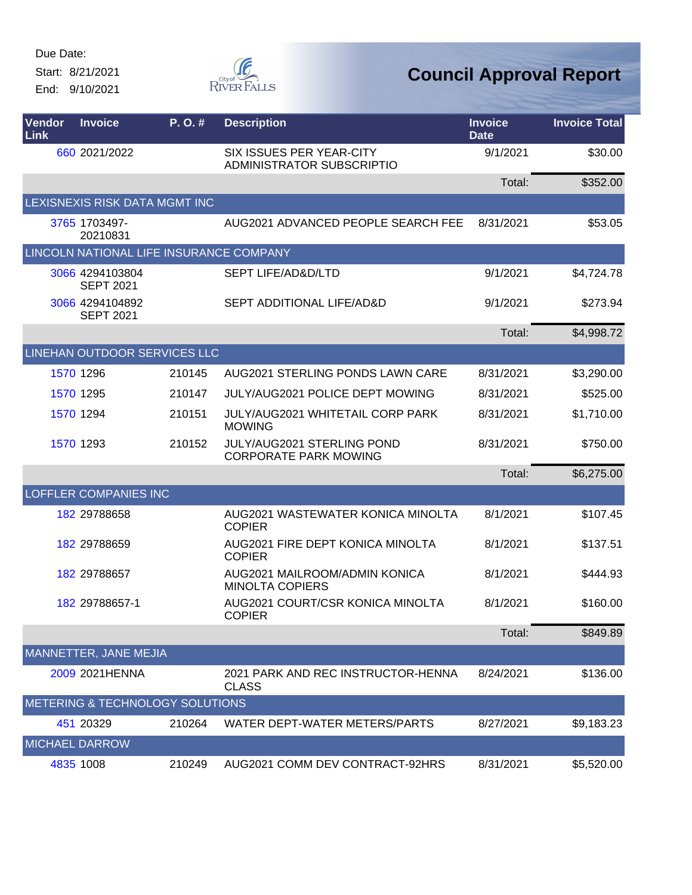Due Date:
Start: 8/21/2021
End: 9/10/2021

# Council Approval Report

| Vendor Link | Invoice | P. O. # | Description | Invoice Date | Invoice Total |
|---|---|---|---|---|---|
| 660 | 2021/2022 | | SIX ISSUES PER YEAR-CITY ADMINISTRATOR SUBSCRIPTIO | 9/1/2021 | $30.00 |
| | | | | Total: | $352.00 |
| LEXISNEXIS RISK DATA MGMT INC | | | | | |
| 3765 | 1703497-20210831 | | AUG2021 ADVANCED PEOPLE SEARCH FEE | 8/31/2021 | $53.05 |
| LINCOLN NATIONAL LIFE INSURANCE COMPANY | | | | | |
| 3066 | 4294103804 SEPT 2021 | | SEPT LIFE/AD&D/LTD | 9/1/2021 | $4,724.78 |
| 3066 | 4294104892 SEPT 2021 | | SEPT ADDITIONAL LIFE/AD&D | 9/1/2021 | $273.94 |
| | | | | Total: | $4,998.72 |
| LINEHAN OUTDOOR SERVICES LLC | | | | | |
| 1570 | 1296 | 210145 | AUG2021 STERLING PONDS LAWN CARE | 8/31/2021 | $3,290.00 |
| 1570 | 1295 | 210147 | JULY/AUG2021 POLICE DEPT MOWING | 8/31/2021 | $525.00 |
| 1570 | 1294 | 210151 | JULY/AUG2021 WHITETAIL CORP PARK MOWING | 8/31/2021 | $1,710.00 |
| 1570 | 1293 | 210152 | JULY/AUG2021 STERLING POND CORPORATE PARK MOWING | 8/31/2021 | $750.00 |
| | | | | Total: | $6,275.00 |
| LOFFLER COMPANIES INC | | | | | |
| 182 | 29788658 | | AUG2021 WASTEWATER KONICA MINOLTA COPIER | 8/1/2021 | $107.45 |
| 182 | 29788659 | | AUG2021 FIRE DEPT KONICA MINOLTA COPIER | 8/1/2021 | $137.51 |
| 182 | 29788657 | | AUG2021 MAILROOM/ADMIN KONICA MINOLTA COPIERS | 8/1/2021 | $444.93 |
| 182 | 29788657-1 | | AUG2021 COURT/CSR KONICA MINOLTA COPIER | 8/1/2021 | $160.00 |
| | | | | Total: | $849.89 |
| MANNETTER, JANE MEJIA | | | | | |
| 2009 | 2021HENNA | | 2021 PARK AND REC INSTRUCTOR-HENNA CLASS | 8/24/2021 | $136.00 |
| METERING & TECHNOLOGY SOLUTIONS | | | | | |
| 451 | 20329 | 210264 | WATER DEPT-WATER METERS/PARTS | 8/27/2021 | $9,183.23 |
| MICHAEL DARROW | | | | | |
| 4835 | 1008 | 210249 | AUG2021 COMM DEV CONTRACT-92HRS | 8/31/2021 | $5,520.00 |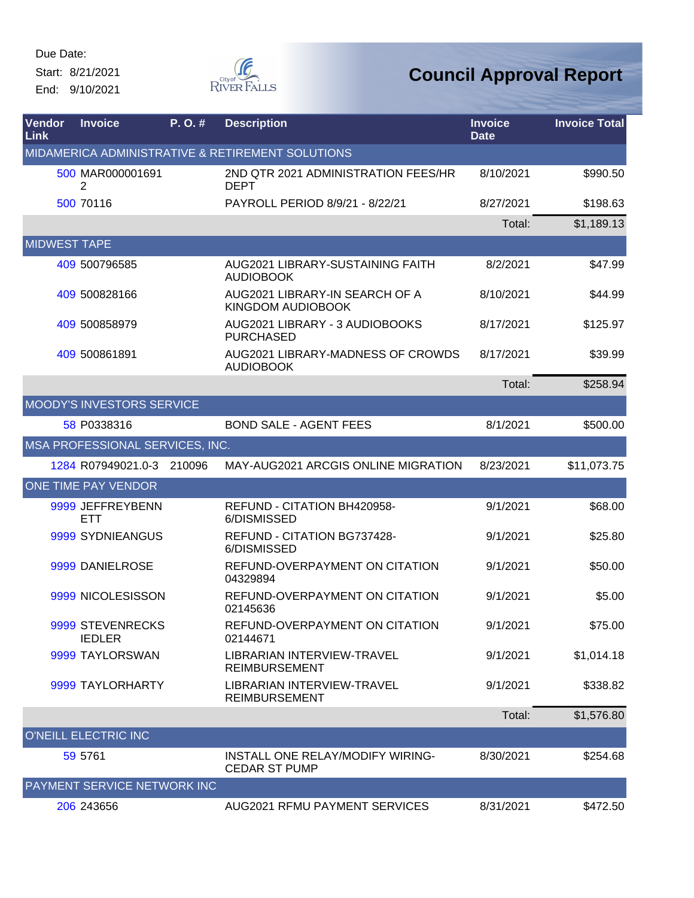Due Date:

Start: 8/21/2021

End: 9/10/2021

# Council Approval Report

| Vendor Link | Invoice | P. O. # | Description | Invoice Date | Invoice Total |
|---|---|---|---|---|---|
| MIDAMERICA ADMINISTRATIVE & RETIREMENT SOLUTIONS | | | | | |
| 500 | MAR0000016912 | | 2ND QTR 2021 ADMINISTRATION FEES/HR DEPT | 8/10/2021 | $990.50 |
| 500 | 70116 | | PAYROLL PERIOD 8/9/21 - 8/22/21 | 8/27/2021 | $198.63 |
| | | | | Total: | $1,189.13 |
| MIDWEST TAPE | | | | | |
| 409 | 500796585 | | AUG2021 LIBRARY-SUSTAINING FAITH AUDIOBOOK | 8/2/2021 | $47.99 |
| 409 | 500828166 | | AUG2021 LIBRARY-IN SEARCH OF A KINGDOM AUDIOBOOK | 8/10/2021 | $44.99 |
| 409 | 500858979 | | AUG2021 LIBRARY - 3 AUDIOBOOKS PURCHASED | 8/17/2021 | $125.97 |
| 409 | 500861891 | | AUG2021 LIBRARY-MADNESS OF CROWDS AUDIOBOOK | 8/17/2021 | $39.99 |
| | | | | Total: | $258.94 |
| MOODY'S INVESTORS SERVICE | | | | | |
| 58 | P0338316 | | BOND SALE - AGENT FEES | 8/1/2021 | $500.00 |
| MSA PROFESSIONAL SERVICES, INC. | | | | | |
| 1284 | R07949021.0-3 | 210096 | MAY-AUG2021 ARCGIS ONLINE MIGRATION | 8/23/2021 | $11,073.75 |
| ONE TIME PAY VENDOR | | | | | |
| 9999 | JEFFREYBENNETT | | REFUND - CITATION BH420958-6/DISMISSED | 9/1/2021 | $68.00 |
| 9999 | SYDNIEANGUS | | REFUND - CITATION BG737428-6/DISMISSED | 9/1/2021 | $25.80 |
| 9999 | DANIELROSE | | REFUND-OVERPAYMENT ON CITATION 04329894 | 9/1/2021 | $50.00 |
| 9999 | NICOLESISSON | | REFUND-OVERPAYMENT ON CITATION 02145636 | 9/1/2021 | $5.00 |
| 9999 | STEVENRECKSIEDLER | | REFUND-OVERPAYMENT ON CITATION 02144671 | 9/1/2021 | $75.00 |
| 9999 | TAYLORSWAN | | LIBRARIAN INTERVIEW-TRAVEL REIMBURSEMENT | 9/1/2021 | $1,014.18 |
| 9999 | TAYLORHARTY | | LIBRARIAN INTERVIEW-TRAVEL REIMBURSEMENT | 9/1/2021 | $338.82 |
| | | | | Total: | $1,576.80 |
| O'NEILL ELECTRIC INC | | | | | |
| 59 | 5761 | | INSTALL ONE RELAY/MODIFY WIRING-CEDAR ST PUMP | 8/30/2021 | $254.68 |
| PAYMENT SERVICE NETWORK INC | | | | | |
| 206 | 243656 | | AUG2021 RFMU PAYMENT SERVICES | 8/31/2021 | $472.50 |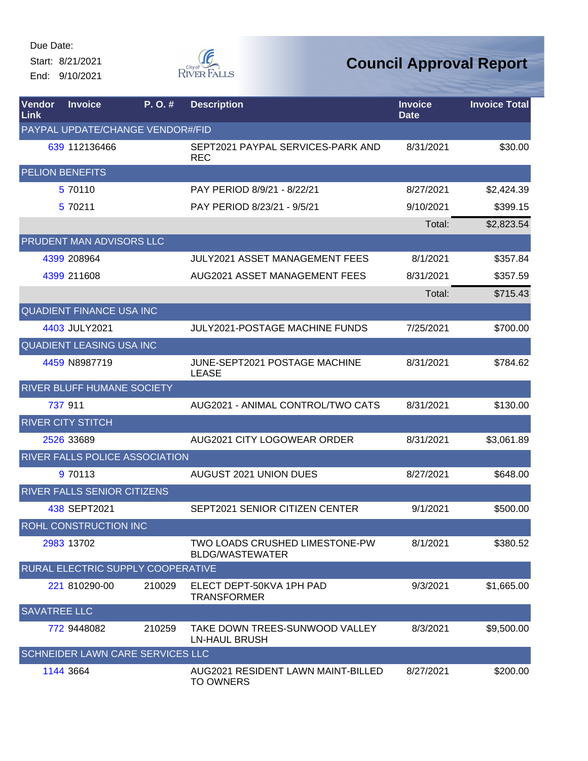Due Date:
Start: 8/21/2021
End: 9/10/2021

# Council Approval Report

| Vendor Link | Invoice | P. O. # | Description | Invoice Date | Invoice Total |
|---|---|---|---|---|---|
| PAYPAL UPDATE/CHANGE VENDOR#/FID | | | | | |
| 639 | 112136466 | | SEPT2021 PAYPAL SERVICES-PARK AND REC | 8/31/2021 | $30.00 |
| PELION BENEFITS | | | | | |
| 5 | 70110 | | PAY PERIOD 8/9/21 - 8/22/21 | 8/27/2021 | $2,424.39 |
| 5 | 70211 | | PAY PERIOD 8/23/21 - 9/5/21 | 9/10/2021 | $399.15 |
| | | | | Total: | $2,823.54 |
| PRUDENT MAN ADVISORS LLC | | | | | |
| 4399 | 208964 | | JULY2021 ASSET MANAGEMENT FEES | 8/1/2021 | $357.84 |
| 4399 | 211608 | | AUG2021 ASSET MANAGEMENT FEES | 8/31/2021 | $357.59 |
| | | | | Total: | $715.43 |
| QUADIENT FINANCE USA INC | | | | | |
| 4403 | JULY2021 | | JULY2021-POSTAGE MACHINE FUNDS | 7/25/2021 | $700.00 |
| QUADIENT LEASING USA INC | | | | | |
| 4459 | N8987719 | | JUNE-SEPT2021 POSTAGE MACHINE LEASE | 8/31/2021 | $784.62 |
| RIVER BLUFF HUMANE SOCIETY | | | | | |
| 737 | 911 | | AUG2021 - ANIMAL CONTROL/TWO CATS | 8/31/2021 | $130.00 |
| RIVER CITY STITCH | | | | | |
| 2526 | 33689 | | AUG2021 CITY LOGOWEAR ORDER | 8/31/2021 | $3,061.89 |
| RIVER FALLS POLICE ASSOCIATION | | | | | |
| 9 | 70113 | | AUGUST 2021 UNION DUES | 8/27/2021 | $648.00 |
| RIVER FALLS SENIOR CITIZENS | | | | | |
| 438 | SEPT2021 | | SEPT2021 SENIOR CITIZEN CENTER | 9/1/2021 | $500.00 |
| ROHL CONSTRUCTION INC | | | | | |
| 2983 | 13702 | | TWO LOADS CRUSHED LIMESTONE-PW BLDG/WASTEWATER | 8/1/2021 | $380.52 |
| RURAL ELECTRIC SUPPLY COOPERATIVE | | | | | |
| 221 | 810290-00 | 210029 | ELECT DEPT-50KVA 1PH PAD TRANSFORMER | 9/3/2021 | $1,665.00 |
| SAVATREE LLC | | | | | |
| 772 | 9448082 | 210259 | TAKE DOWN TREES-SUNWOOD VALLEY LN-HAUL BRUSH | 8/3/2021 | $9,500.00 |
| SCHNEIDER LAWN CARE SERVICES LLC | | | | | |
| 1144 | 3664 | | AUG2021 RESIDENT LAWN MAINT-BILLED TO OWNERS | 8/27/2021 | $200.00 |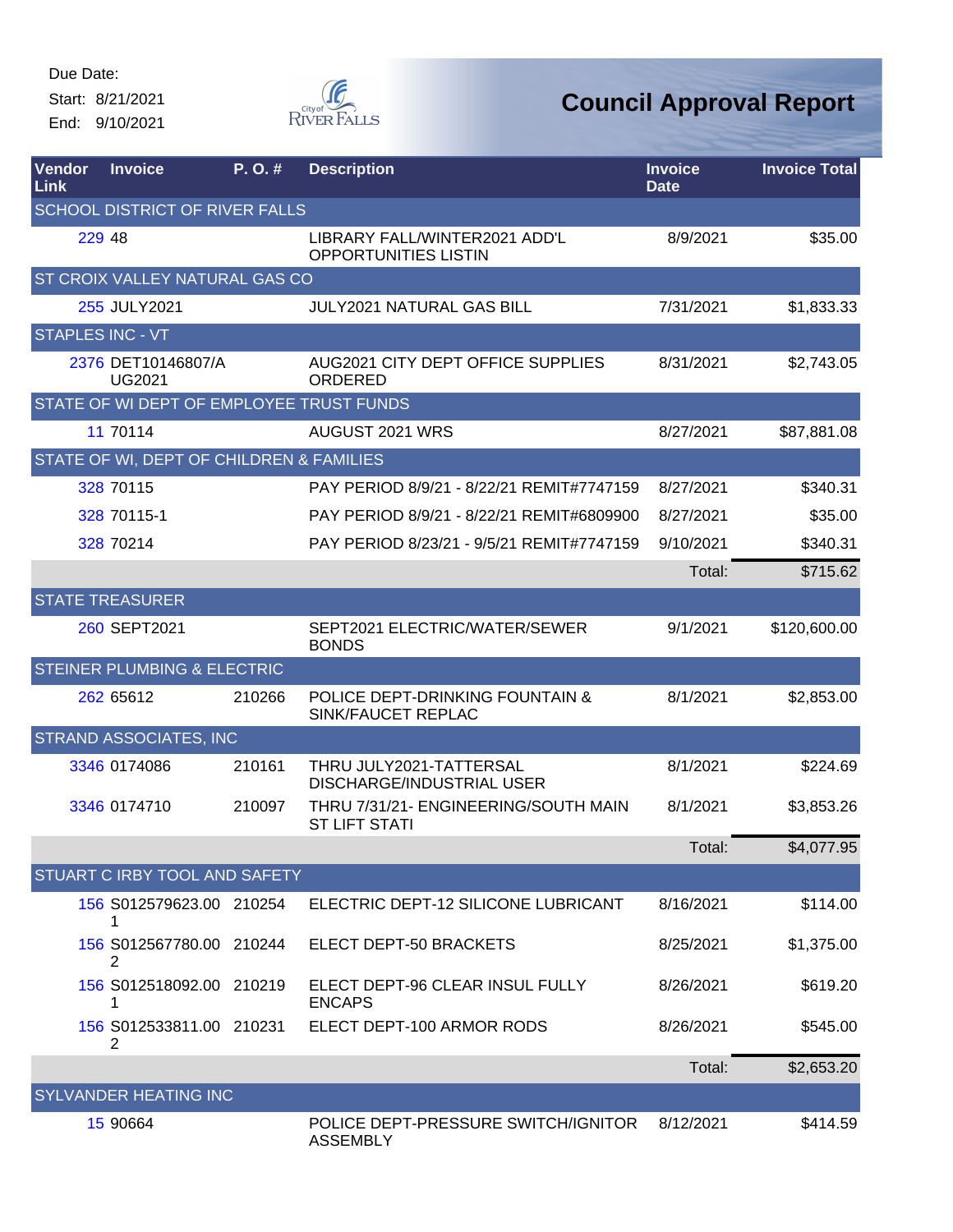Due Date:
Start: 8/21/2021
End: 9/10/2021

City of River Falls

# Council Approval Report

| Vendor Link | Invoice | P. O. # | Description | Invoice Date | Invoice Total |
|---|---|---|---|---|---|
| SCHOOL DISTRICT OF RIVER FALLS | | | | | |
| 229 | 48 | | LIBRARY FALL/WINTER2021 ADD'L OPPORTUNITIES LISTIN | 8/9/2021 | $35.00 |
| ST CROIX VALLEY NATURAL GAS CO | | | | | |
| 255 | JULY2021 | | JULY2021 NATURAL GAS BILL | 7/31/2021 | $1,833.33 |
| STAPLES INC - VT | | | | | |
| 2376 | DET10146807/AUG2021 | | AUG2021 CITY DEPT OFFICE SUPPLIES ORDERED | 8/31/2021 | $2,743.05 |
| STATE OF WI DEPT OF EMPLOYEE TRUST FUNDS | | | | | |
| 11 | 70114 | | AUGUST 2021 WRS | 8/27/2021 | $87,881.08 |
| STATE OF WI, DEPT OF CHILDREN & FAMILIES | | | | | |
| 328 | 70115 | | PAY PERIOD 8/9/21 - 8/22/21 REMIT#7747159 | 8/27/2021 | $340.31 |
| 328 | 70115-1 | | PAY PERIOD 8/9/21 - 8/22/21 REMIT#6809900 | 8/27/2021 | $35.00 |
| 328 | 70214 | | PAY PERIOD 8/23/21 - 9/5/21 REMIT#7747159 | 9/10/2021 | $340.31 |
| | | | | Total: | $715.62 |
| STATE TREASURER | | | | | |
| 260 | SEPT2021 | | SEPT2021 ELECTRIC/WATER/SEWER BONDS | 9/1/2021 | $120,600.00 |
| STEINER PLUMBING & ELECTRIC | | | | | |
| 262 | 65612 | 210266 | POLICE DEPT-DRINKING FOUNTAIN & SINK/FAUCET REPLAC | 8/1/2021 | $2,853.00 |
| STRAND ASSOCIATES, INC | | | | | |
| 3346 | 0174086 | 210161 | THRU JULY2021-TATTERSAL DISCHARGE/INDUSTRIAL USER | 8/1/2021 | $224.69 |
| 3346 | 0174710 | 210097 | THRU 7/31/21- ENGINEERING/SOUTH MAIN ST LIFT STATI | 8/1/2021 | $3,853.26 |
| | | | | Total: | $4,077.95 |
| STUART C IRBY TOOL AND SAFETY | | | | | |
| 156 | S012579623.001 | 210254 | ELECTRIC DEPT-12 SILICONE LUBRICANT | 8/16/2021 | $114.00 |
| 156 | S012567780.002 | 210244 | ELECT DEPT-50 BRACKETS | 8/25/2021 | $1,375.00 |
| 156 | S012518092.001 | 210219 | ELECT DEPT-96 CLEAR INSUL FULLY ENCAPS | 8/26/2021 | $619.20 |
| 156 | S012533811.002 | 210231 | ELECT DEPT-100 ARMOR RODS | 8/26/2021 | $545.00 |
| | | | | Total: | $2,653.20 |
| SYLVANDER HEATING INC | | | | | |
| 15 | 90664 | | POLICE DEPT-PRESSURE SWITCH/IGNITOR ASSEMBLY | 8/12/2021 | $414.59 |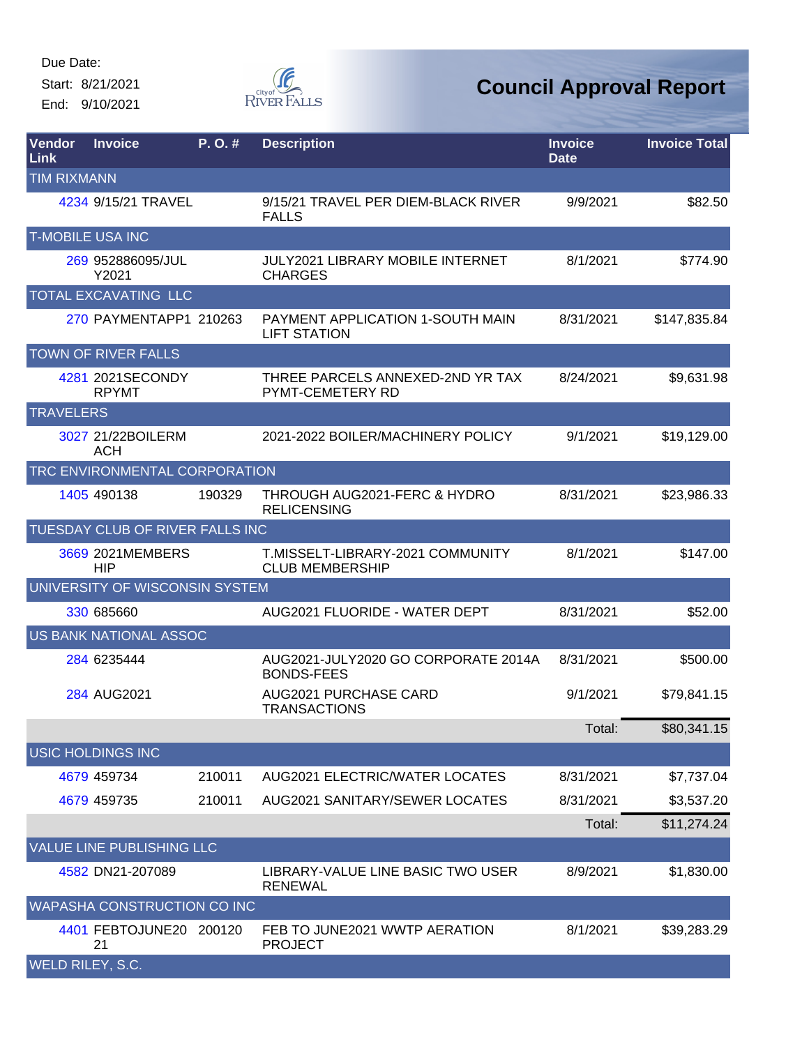Due Date:

Start: 8/21/2021

End: 9/10/2021

# Council Approval Report

| Vendor Link | Invoice | P. O. # | Description | Invoice Date | Invoice Total |
|---|---|---|---|---|---|
| TIM RIXMANN | | | | | |
| 4234 | 9/15/21 TRAVEL | | 9/15/21 TRAVEL PER DIEM-BLACK RIVER FALLS | 9/9/2021 | $82.50 |
| T-MOBILE USA INC | | | | | |
| 269 | 952886095/JULY2021 | | JULY2021 LIBRARY MOBILE INTERNET CHARGES | 8/1/2021 | $774.90 |
| TOTAL EXCAVATING LLC | | | | | |
| 270 | PAYMENTAPP1 | 210263 | PAYMENT APPLICATION 1-SOUTH MAIN LIFT STATION | 8/31/2021 | $147,835.84 |
| TOWN OF RIVER FALLS | | | | | |
| 4281 | 2021SECONDYRPYMT | | THREE PARCELS ANNEXED-2ND YR TAX PYMT-CEMETERY RD | 8/24/2021 | $9,631.98 |
| TRAVELERS | | | | | |
| 3027 | 21/22BOILERMACH | | 2021-2022 BOILER/MACHINERY POLICY | 9/1/2021 | $19,129.00 |
| TRC ENVIRONMENTAL CORPORATION | | | | | |
| 1405 | 490138 | 190329 | THROUGH AUG2021-FERC & HYDRO RELICENSING | 8/31/2021 | $23,986.33 |
| TUESDAY CLUB OF RIVER FALLS INC | | | | | |
| 3669 | 2021MEMBERSHIP | | T.MISSELT-LIBRARY-2021 COMMUNITY CLUB MEMBERSHIP | 8/1/2021 | $147.00 |
| UNIVERSITY OF WISCONSIN SYSTEM | | | | | |
| 330 | 685660 | | AUG2021 FLUORIDE - WATER DEPT | 8/31/2021 | $52.00 |
| US BANK NATIONAL ASSOC | | | | | |
| 284 | 6235444 | | AUG2021-JULY2020 GO CORPORATE 2014A BONDS-FEES | 8/31/2021 | $500.00 |
| 284 | AUG2021 | | AUG2021 PURCHASE CARD TRANSACTIONS | 9/1/2021 | $79,841.15 |
| | | | | Total: | $80,341.15 |
| USIC HOLDINGS INC | | | | | |
| 4679 | 459734 | 210011 | AUG2021 ELECTRIC/WATER LOCATES | 8/31/2021 | $7,737.04 |
| 4679 | 459735 | 210011 | AUG2021 SANITARY/SEWER LOCATES | 8/31/2021 | $3,537.20 |
| | | | | Total: | $11,274.24 |
| VALUE LINE PUBLISHING LLC | | | | | |
| 4582 | DN21-207089 | | LIBRARY-VALUE LINE BASIC TWO USER RENEWAL | 8/9/2021 | $1,830.00 |
| WAPASHA CONSTRUCTION CO INC | | | | | |
| 4401 | FEBTOJUNE2021 | 200120 | FEB TO JUNE2021 WWTP AERATION PROJECT | 8/1/2021 | $39,283.29 |
| WELD RILEY, S.C. | | | | | |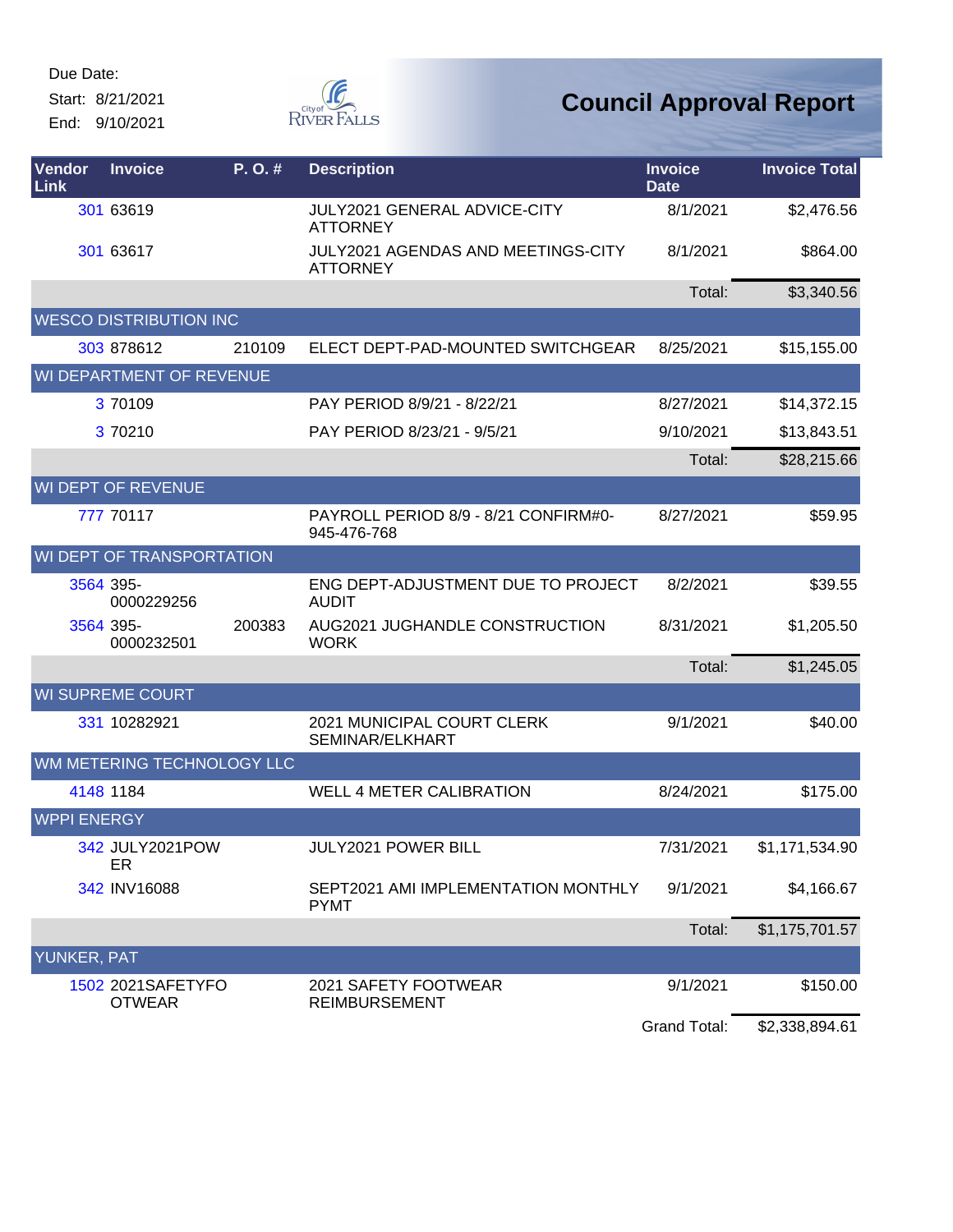Due Date:
Start: 8/21/2021
End: 9/10/2021

# Council Approval Report

| Vendor Link | Invoice | P. O. # | Description | Invoice Date | Invoice Total |
|---|---|---|---|---|---|
| 301 | 63619 | | JULY2021 GENERAL ADVICE-CITY ATTORNEY | 8/1/2021 | $2,476.56 |
| 301 | 63617 | | JULY2021 AGENDAS AND MEETINGS-CITY ATTORNEY | 8/1/2021 | $864.00 |
| | | | | Total: | $3,340.56 |
| WESCO DISTRIBUTION INC | | | | | |
| 303 | 878612 | 210109 | ELECT DEPT-PAD-MOUNTED SWITCHGEAR | 8/25/2021 | $15,155.00 |
| WI DEPARTMENT OF REVENUE | | | | | |
| 3 | 70109 | | PAY PERIOD 8/9/21 - 8/22/21 | 8/27/2021 | $14,372.15 |
| 3 | 70210 | | PAY PERIOD 8/23/21 - 9/5/21 | 9/10/2021 | $13,843.51 |
| | | | | Total: | $28,215.66 |
| WI DEPT OF REVENUE | | | | | |
| 777 | 70117 | | PAYROLL PERIOD 8/9 - 8/21 CONFIRM#0-945-476-768 | 8/27/2021 | $59.95 |
| WI DEPT OF TRANSPORTATION | | | | | |
| 3564 | 395-0000229256 | | ENG DEPT-ADJUSTMENT DUE TO PROJECT AUDIT | 8/2/2021 | $39.55 |
| 3564 | 395-0000232501 | 200383 | AUG2021 JUGHANDLE CONSTRUCTION WORK | 8/31/2021 | $1,205.50 |
| | | | | Total: | $1,245.05 |
| WI SUPREME COURT | | | | | |
| 331 | 10282921 | | 2021 MUNICIPAL COURT CLERK SEMINAR/ELKHART | 9/1/2021 | $40.00 |
| WM METERING TECHNOLOGY LLC | | | | | |
| 4148 | 1184 | | WELL 4 METER CALIBRATION | 8/24/2021 | $175.00 |
| WPPI ENERGY | | | | | |
| 342 | JULY2021POWER | | JULY2021 POWER BILL | 7/31/2021 | $1,171,534.90 |
| 342 | INV16088 | | SEPT2021 AMI IMPLEMENTATION MONTHLY PYMT | 9/1/2021 | $4,166.67 |
| | | | | Total: | $1,175,701.57 |
| YUNKER, PAT | | | | | |
| 1502 | 2021SAFETYFOOTWEAR | | 2021 SAFETY FOOTWEAR REIMBURSEMENT | 9/1/2021 | $150.00 |
| | | | | Grand Total: | $2,338,894.61 |